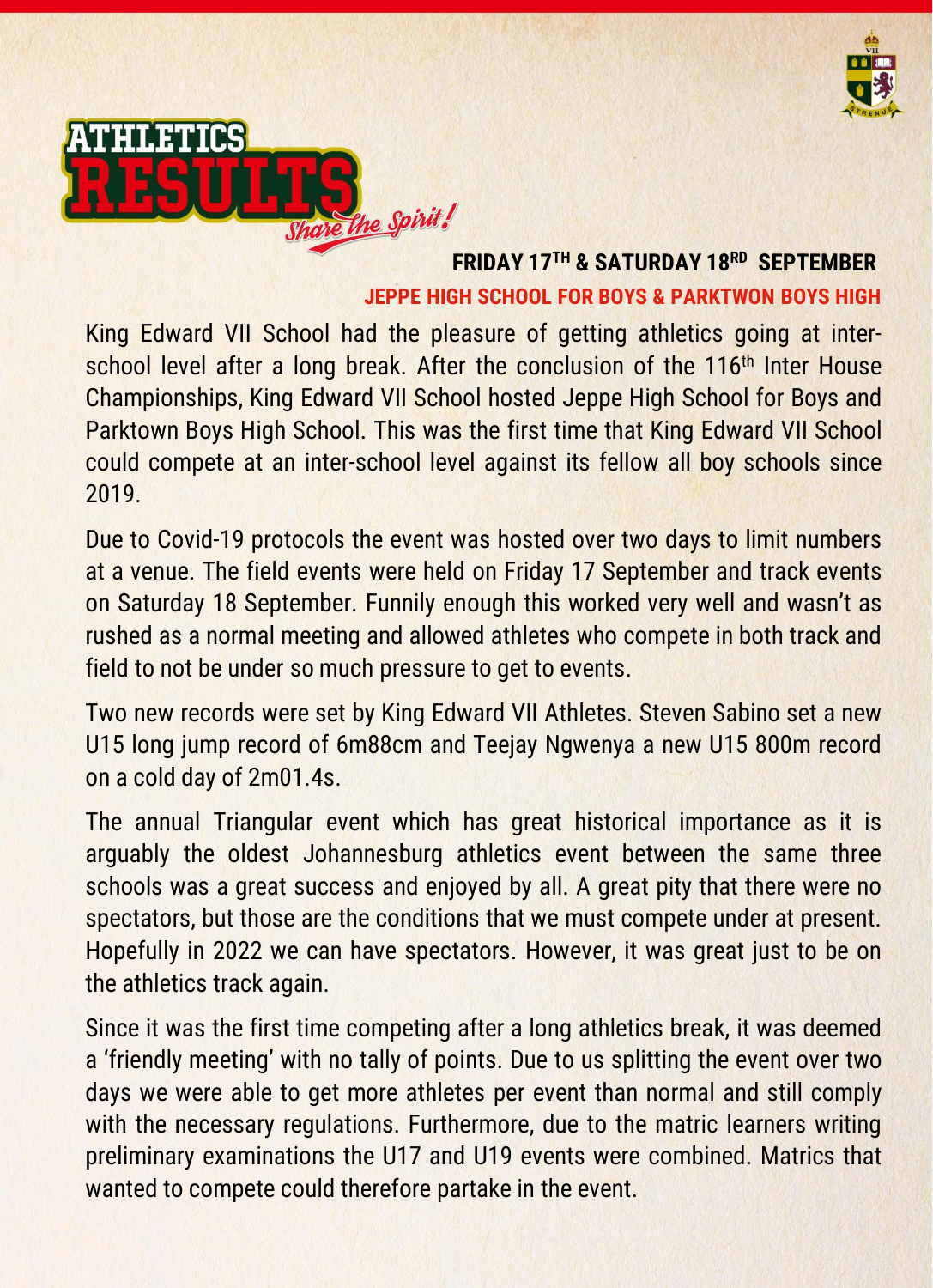# ATHLETICS RESULTS

*Share the Spirit!*

## FRIDAY 17TH & SATURDAY 18RD SEPTEMBER

### JEPPE HIGH SCHOOL FOR BOYS & PARKTWON BOYS HIGH

King Edward VII School had the pleasure of getting athletics going at inter-school level after a long break. After the conclusion of the 116th Inter House Championships, King Edward VII School hosted Jeppe High School for Boys and Parktown Boys High School. This was the first time that King Edward VII School could compete at an inter-school level against its fellow all boy schools since 2019.

Due to Covid-19 protocols the event was hosted over two days to limit numbers at a venue. The field events were held on Friday 17 September and track events on Saturday 18 September. Funnily enough this worked very well and wasn't as rushed as a normal meeting and allowed athletes who compete in both track and field to not be under so much pressure to get to events.

Two new records were set by King Edward VII Athletes. Steven Sabino set a new U15 long jump record of 6m88cm and Teejay Ngwenya a new U15 800m record on a cold day of 2m01.4s.

The annual Triangular event which has great historical importance as it is arguably the oldest Johannesburg athletics event between the same three schools was a great success and enjoyed by all. A great pity that there were no spectators, but those are the conditions that we must compete under at present. Hopefully in 2022 we can have spectators. However, it was great just to be on the athletics track again.

Since it was the first time competing after a long athletics break, it was deemed a 'friendly meeting' with no tally of points. Due to us splitting the event over two days we were able to get more athletes per event than normal and still comply with the necessary regulations. Furthermore, due to the matric learners writing preliminary examinations the U17 and U19 events were combined. Matrics that wanted to compete could therefore partake in the event.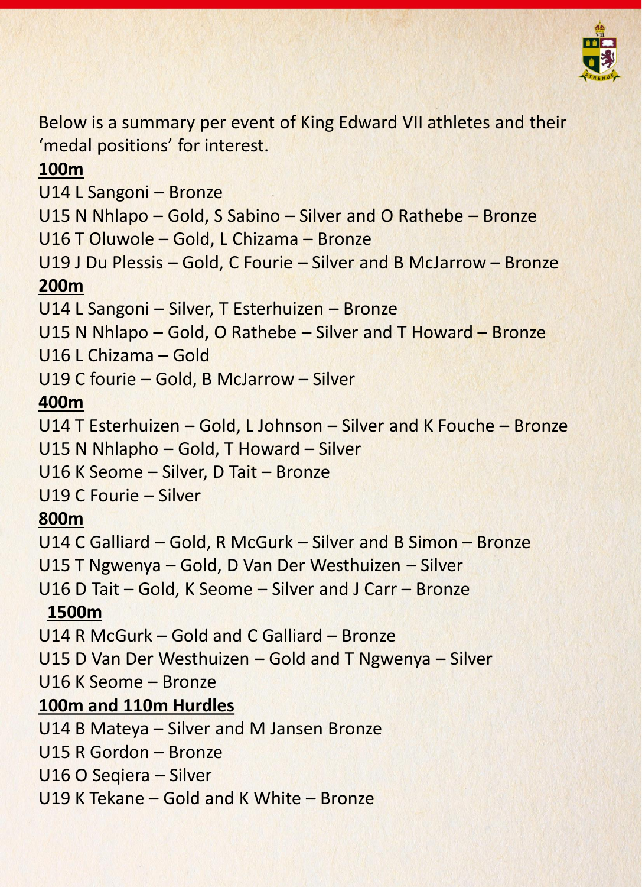Below is a summary per event of King Edward VII athletes and their ‘medal positions’ for interest.

**100m**

U14 L Sangoni – Bronze
U15 N Nhlapo – Gold, S Sabino – Silver and O Rathebe – Bronze
U16 T Oluwole – Gold, L Chizama – Bronze
U19 J Du Plessis – Gold, C Fourie – Silver and B McJarrow – Bronze

**200m**

U14 L Sangoni – Silver, T Esterhuizen – Bronze
U15 N Nhlapo – Gold, O Rathebe – Silver and T Howard – Bronze
U16 L Chizama – Gold
U19 C fourie – Gold, B McJarrow – Silver

**400m**

U14 T Esterhuizen – Gold, L Johnson – Silver and K Fouche – Bronze
U15 N Nhlapho – Gold, T Howard – Silver
U16 K Seome – Silver, D Tait – Bronze
U19 C Fourie – Silver

**800m**

U14 C Galliard – Gold, R McGurk – Silver and B Simon – Bronze
U15 T Ngwenya – Gold, D Van Der Westhuizen – Silver
U16 D Tait – Gold, K Seome – Silver and J Carr – Bronze

**1500m**

U14 R McGurk – Gold and C Galliard – Bronze
U15 D Van Der Westhuizen – Gold and T Ngwenya – Silver
U16 K Seome – Bronze

**100m and 110m Hurdles**

U14 B Mateya – Silver and M Jansen Bronze
U15 R Gordon – Bronze
U16 O Seqiera – Silver
U19 K Tekane – Gold and K White – Bronze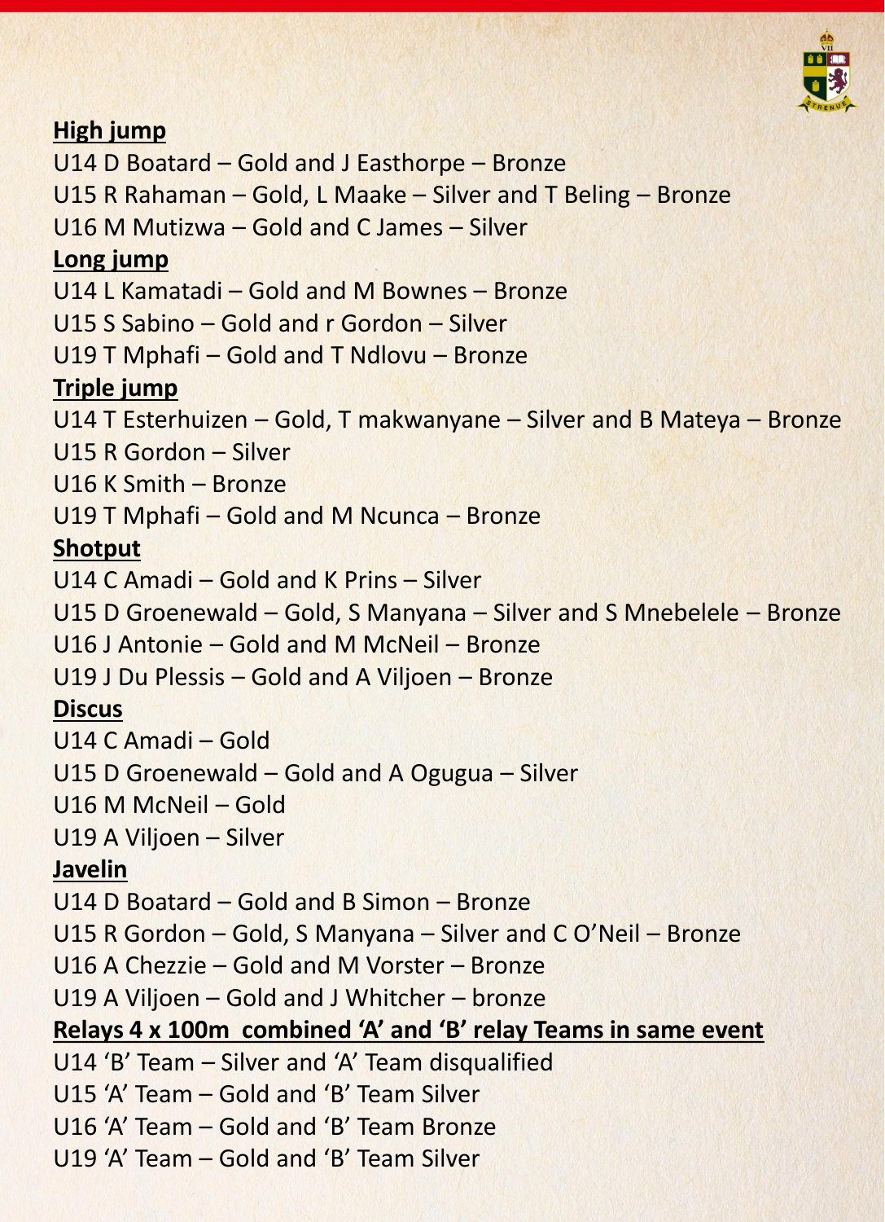**High jump**

U14 D Boatard – Gold and J Easthorpe – Bronze
U15 R Rahaman – Gold, L Maake – Silver and T Beling – Bronze
U16 M Mutizwa – Gold and C James – Silver

**Long jump**

U14 L Kamatadi – Gold and M Bownes – Bronze
U15 S Sabino – Gold and r Gordon – Silver
U19 T Mphafi – Gold and T Ndlovu – Bronze

**Triple jump**

U14 T Esterhuizen – Gold, T makwanyane – Silver and B Mateya – Bronze
U15 R Gordon – Silver
U16 K Smith – Bronze
U19 T Mphafi – Gold and M Ncunca – Bronze

**Shotput**

U14 C Amadi – Gold and K Prins – Silver
U15 D Groenewald – Gold, S Manyana – Silver and S Mnebelele – Bronze
U16 J Antonie – Gold and M McNeil – Bronze
U19 J Du Plessis – Gold and A Viljoen – Bronze

**Discus**

U14 C Amadi – Gold
U15 D Groenewald – Gold and A Ogugua – Silver
U16 M McNeil – Gold
U19 A Viljoen – Silver

**Javelin**

U14 D Boatard – Gold and B Simon – Bronze
U15 R Gordon – Gold, S Manyana – Silver and C O'Neil – Bronze
U16 A Chezzie – Gold and M Vorster – Bronze
U19 A Viljoen – Gold and J Whitcher – bronze

**Relays 4 x 100m combined 'A' and 'B' relay Teams in same event**

U14 'B' Team – Silver and 'A' Team disqualified
U15 'A' Team – Gold and 'B' Team Silver
U16 'A' Team – Gold and 'B' Team Bronze
U19 'A' Team – Gold and 'B' Team Silver